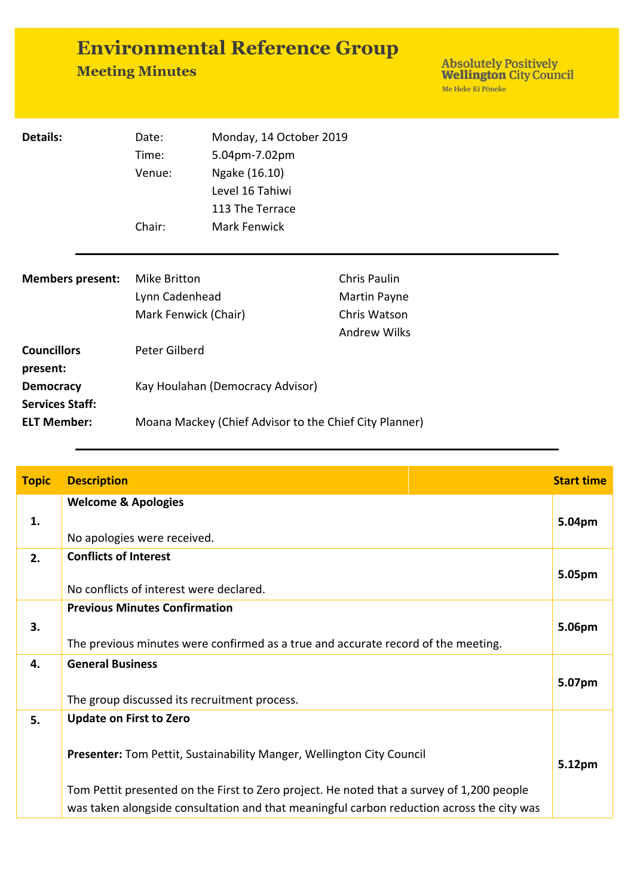# Environmental Reference Group

## Meeting Minutes

Absolutely Positively **Wellington** City Council
Me Heke Ki Pōneke

| **Details:** | Date: | Monday, 14 October 2019 |
|---|---|---|
| | Time: | 5.04pm-7.02pm |
| | Venue: | Ngake (16.10)<br>Level 16 Tahiwi<br>113 The Terrace |
| | Chair: | Mark Fenwick |

| | | |
|---|---|---|
| **Members present:** | Mike Britton<br>Lynn Cadenhead<br>Mark Fenwick (Chair) | Chris Paulin<br>Martin Payne<br>Chris Watson<br>Andrew Wilks |
| **Councillors present:** | Peter Gilberd | |
| **Democracy Services Staff:** | Kay Houlahan (Democracy Advisor) | |
| **ELT Member:** | Moana Mackey (Chief Advisor to the Chief City Planner) | |

| Topic | Description | Start time |
|---|---|---|
| 1. | **Welcome & Apologies**<br><br>No apologies were received. | 5.04pm |
| 2. | **Conflicts of Interest**<br><br>No conflicts of interest were declared. | 5.05pm |
| 3. | **Previous Minutes Confirmation**<br><br>The previous minutes were confirmed as a true and accurate record of the meeting. | 5.06pm |
| 4. | **General Business**<br><br>The group discussed its recruitment process. | 5.07pm |
| 5. | **Update on First to Zero**<br><br>**Presenter:** Tom Pettit, Sustainability Manger, Wellington City Council<br><br>Tom Pettit presented on the First to Zero project. He noted that a survey of 1,200 people was taken alongside consultation and that meaningful carbon reduction across the city was | 5.12pm |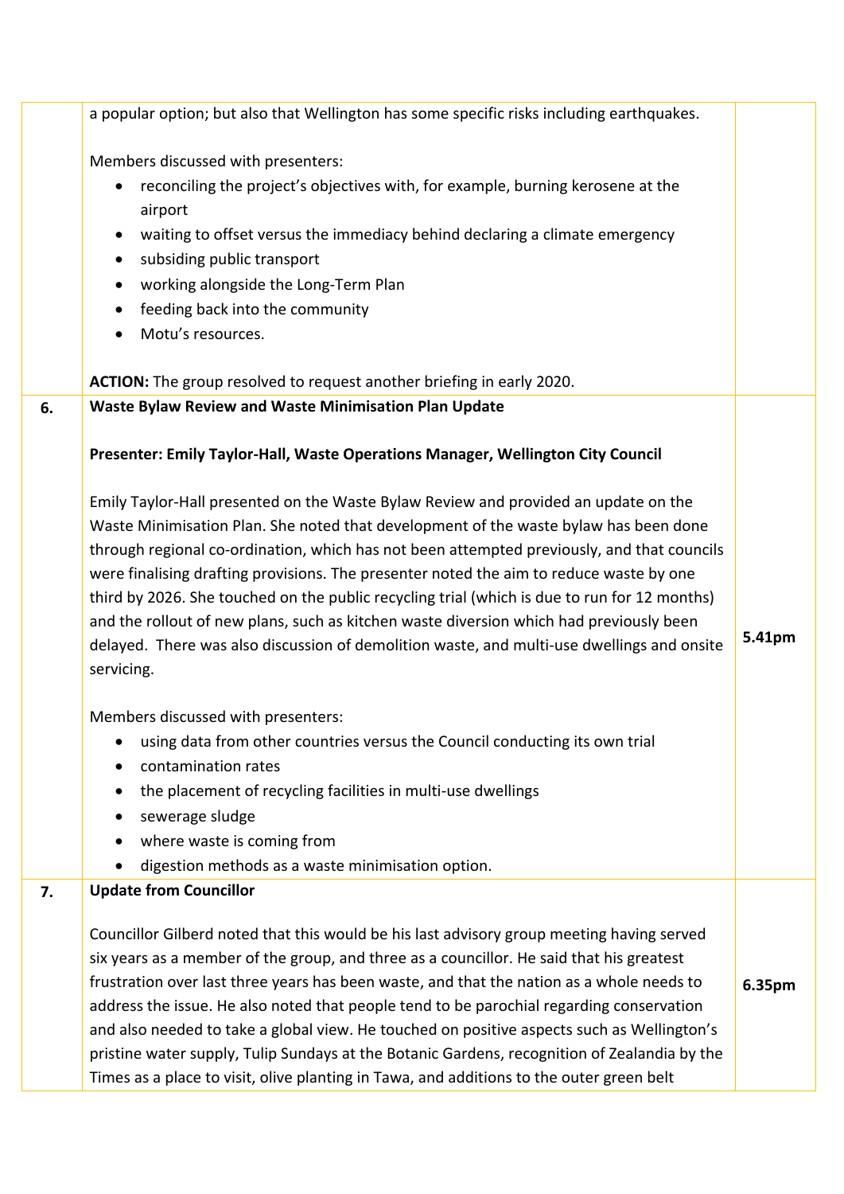| | | |
|---|---|---|
| | a popular option; but also that Wellington has some specific risks including earthquakes.<br><br>Members discussed with presenters:<br>• reconciling the project's objectives with, for example, burning kerosene at the airport<br>• waiting to offset versus the immediacy behind declaring a climate emergency<br>• subsiding public transport<br>• working alongside the Long-Term Plan<br>• feeding back into the community<br>• Motu's resources.<br><br>**ACTION:** The group resolved to request another briefing in early 2020. | |
| **6.** | **Waste Bylaw Review and Waste Minimisation Plan Update**<br><br>**Presenter: Emily Taylor-Hall, Waste Operations Manager, Wellington City Council**<br><br>Emily Taylor-Hall presented on the Waste Bylaw Review and provided an update on the Waste Minimisation Plan. She noted that development of the waste bylaw has been done through regional co-ordination, which has not been attempted previously, and that councils were finalising drafting provisions. The presenter noted the aim to reduce waste by one third by 2026. She touched on the public recycling trial (which is due to run for 12 months) and the rollout of new plans, such as kitchen waste diversion which had previously been delayed. There was also discussion of demolition waste, and multi-use dwellings and onsite servicing.<br><br>Members discussed with presenters:<br>• using data from other countries versus the Council conducting its own trial<br>• contamination rates<br>• the placement of recycling facilities in multi-use dwellings<br>• sewerage sludge<br>• where waste is coming from<br>• digestion methods as a waste minimisation option. | **5.41pm** |
| **7.** | **Update from Councillor**<br><br>Councillor Gilberd noted that this would be his last advisory group meeting having served six years as a member of the group, and three as a councillor. He said that his greatest frustration over last three years has been waste, and that the nation as a whole needs to address the issue. He also noted that people tend to be parochial regarding conservation and also needed to take a global view. He touched on positive aspects such as Wellington's pristine water supply, Tulip Sundays at the Botanic Gardens, recognition of Zealandia by the Times as a place to visit, olive planting in Tawa, and additions to the outer green belt | **6.35pm** |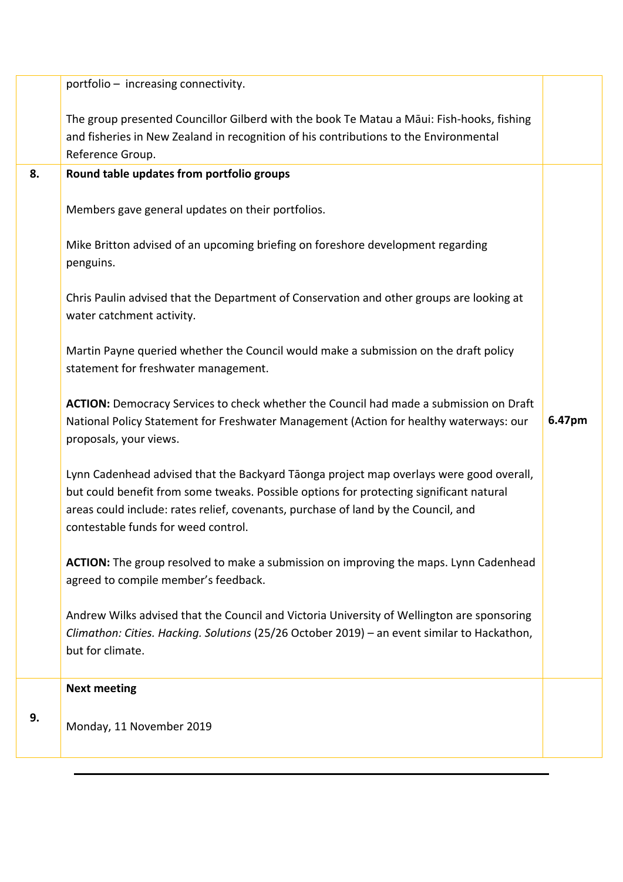| | | |
|---|---|---|
| | portfolio – increasing connectivity.<br><br>The group presented Councillor Gilberd with the book Te Matau a Māui: Fish-hooks, fishing and fisheries in New Zealand in recognition of his contributions to the Environmental Reference Group. | |
| **8.** | **Round table updates from portfolio groups**<br><br>Members gave general updates on their portfolios.<br><br>Mike Britton advised of an upcoming briefing on foreshore development regarding penguins.<br><br>Chris Paulin advised that the Department of Conservation and other groups are looking at water catchment activity.<br><br>Martin Payne queried whether the Council would make a submission on the draft policy statement for freshwater management.<br><br>**ACTION:** Democracy Services to check whether the Council had made a submission on Draft National Policy Statement for Freshwater Management (Action for healthy waterways: our proposals, your views.<br><br>Lynn Cadenhead advised that the Backyard Tāonga project map overlays were good overall, but could benefit from some tweaks. Possible options for protecting significant natural areas could include: rates relief, covenants, purchase of land by the Council, and contestable funds for weed control.<br><br>**ACTION:** The group resolved to make a submission on improving the maps. Lynn Cadenhead agreed to compile member's feedback.<br><br>Andrew Wilks advised that the Council and Victoria University of Wellington are sponsoring *Climathon: Cities. Hacking. Solutions* (25/26 October 2019) – an event similar to Hackathon, but for climate. | **6.47pm** |
| **9.** | **Next meeting**<br><br>Monday, 11 November 2019 | |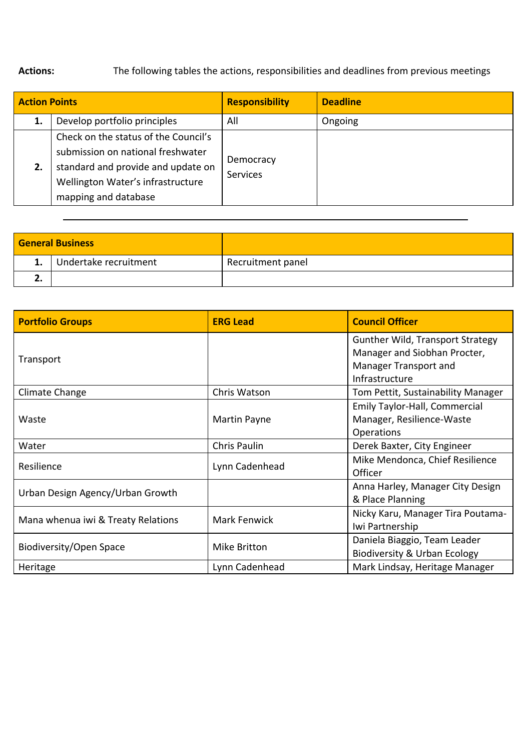**Actions:** The following tables the actions, responsibilities and deadlines from previous meetings

| | Action Points | Responsibility | Deadline |
|---|---|---|---|
| **1.** | Develop portfolio principles | All | Ongoing |
| **2.** | Check on the status of the Council's submission on national freshwater standard and provide and update on Wellington Water's infrastructure mapping and database | Democracy Services | |

---

| | General Business | |
|---|---|---|
| **1.** | Undertake recruitment | Recruitment panel |
| **2.** | | |

| Portfolio Groups | ERG Lead | Council Officer |
|---|---|---|
| Transport | | Gunther Wild, Transport Strategy Manager and Siobhan Procter, Manager Transport and Infrastructure |
| Climate Change | Chris Watson | Tom Pettit, Sustainability Manager |
| Waste | Martin Payne | Emily Taylor-Hall, Commercial Manager, Resilience-Waste Operations |
| Water | Chris Paulin | Derek Baxter, City Engineer |
| Resilience | Lynn Cadenhead | Mike Mendonca, Chief Resilience Officer |
| Urban Design Agency/Urban Growth | | Anna Harley, Manager City Design & Place Planning |
| Mana whenua iwi & Treaty Relations | Mark Fenwick | Nicky Karu, Manager Tira Poutama-Iwi Partnership |
| Biodiversity/Open Space | Mike Britton | Daniela Biaggio, Team Leader Biodiversity & Urban Ecology |
| Heritage | Lynn Cadenhead | Mark Lindsay, Heritage Manager |